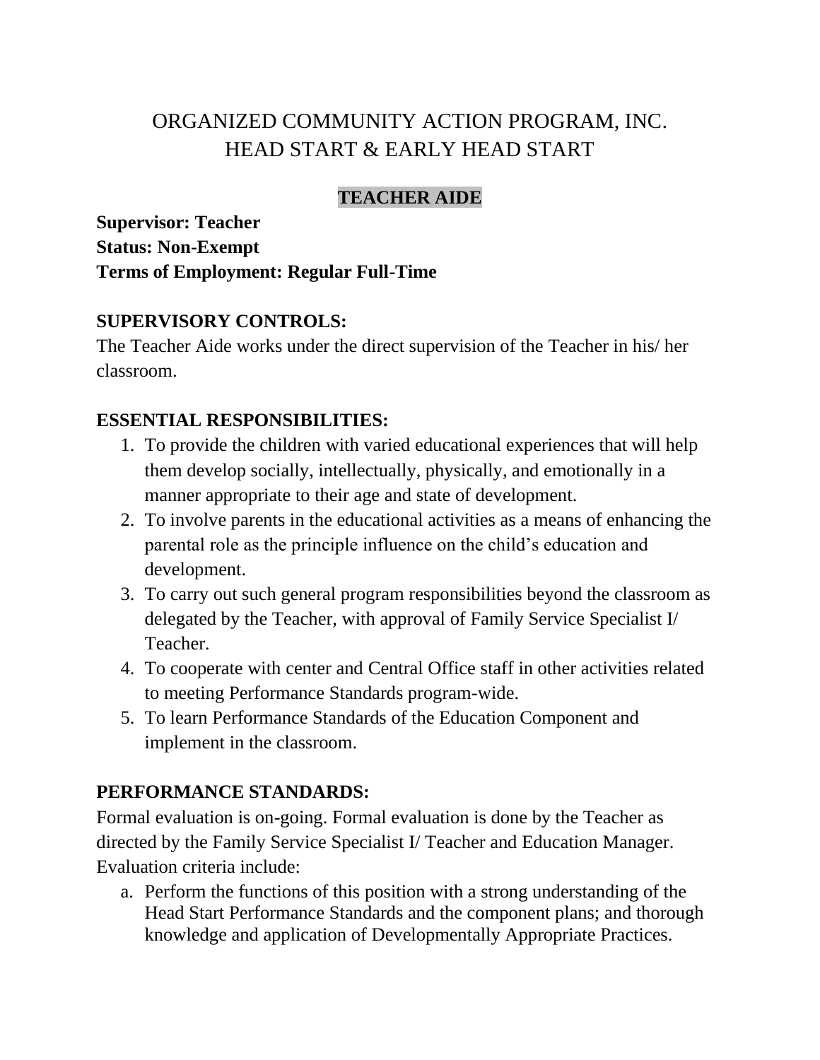# ORGANIZED COMMUNITY ACTION PROGRAM, INC.
# HEAD START & EARLY HEAD START

## TEACHER AIDE

**Supervisor: Teacher**
**Status: Non-Exempt**
**Terms of Employment: Regular Full-Time**

### SUPERVISORY CONTROLS:

The Teacher Aide works under the direct supervision of the Teacher in his/ her classroom.

### ESSENTIAL RESPONSIBILITIES:

1. To provide the children with varied educational experiences that will help them develop socially, intellectually, physically, and emotionally in a manner appropriate to their age and state of development.
2. To involve parents in the educational activities as a means of enhancing the parental role as the principle influence on the child's education and development.
3. To carry out such general program responsibilities beyond the classroom as delegated by the Teacher, with approval of Family Service Specialist I/ Teacher.
4. To cooperate with center and Central Office staff in other activities related to meeting Performance Standards program-wide.
5. To learn Performance Standards of the Education Component and implement in the classroom.

### PERFORMANCE STANDARDS:

Formal evaluation is on-going. Formal evaluation is done by the Teacher as directed by the Family Service Specialist I/ Teacher and Education Manager. Evaluation criteria include:

a. Perform the functions of this position with a strong understanding of the Head Start Performance Standards and the component plans; and thorough knowledge and application of Developmentally Appropriate Practices.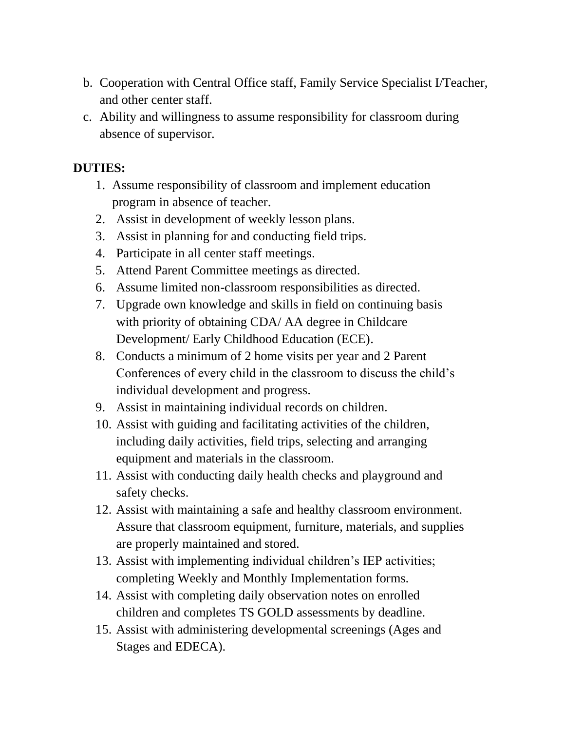b. Cooperation with Central Office staff, Family Service Specialist I/Teacher, and other center staff.
c. Ability and willingness to assume responsibility for classroom during absence of supervisor.

**DUTIES:**

1. Assume responsibility of classroom and implement education program in absence of teacher.
2. Assist in development of weekly lesson plans.
3. Assist in planning for and conducting field trips.
4. Participate in all center staff meetings.
5. Attend Parent Committee meetings as directed.
6. Assume limited non-classroom responsibilities as directed.
7. Upgrade own knowledge and skills in field on continuing basis with priority of obtaining CDA/ AA degree in Childcare Development/ Early Childhood Education (ECE).
8. Conducts a minimum of 2 home visits per year and 2 Parent Conferences of every child in the classroom to discuss the child's individual development and progress.
9. Assist in maintaining individual records on children.
10. Assist with guiding and facilitating activities of the children, including daily activities, field trips, selecting and arranging equipment and materials in the classroom.
11. Assist with conducting daily health checks and playground and safety checks.
12. Assist with maintaining a safe and healthy classroom environment. Assure that classroom equipment, furniture, materials, and supplies are properly maintained and stored.
13. Assist with implementing individual children's IEP activities; completing Weekly and Monthly Implementation forms.
14. Assist with completing daily observation notes on enrolled children and completes TS GOLD assessments by deadline.
15. Assist with administering developmental screenings (Ages and Stages and EDECA).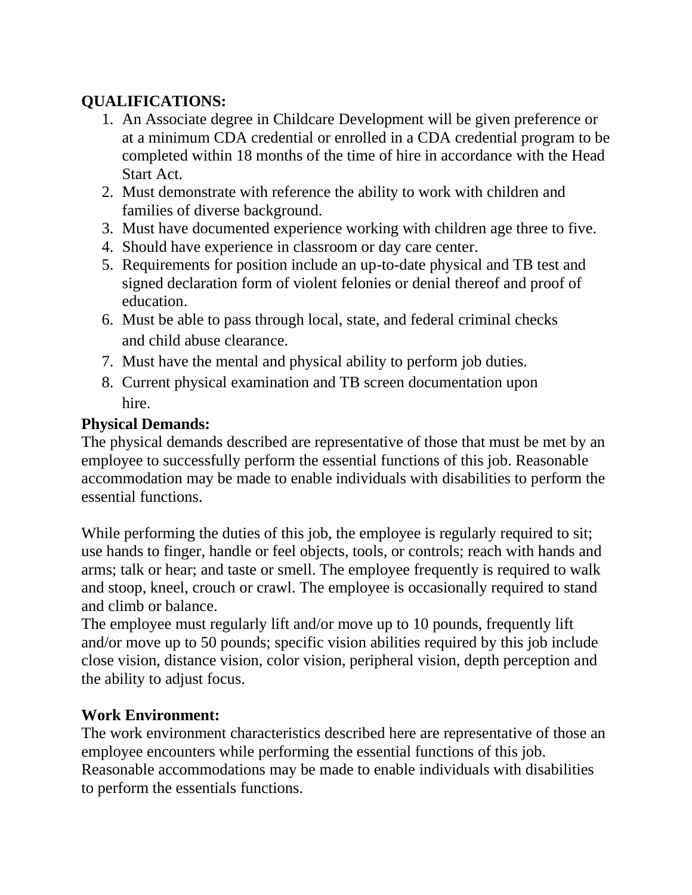**QUALIFICATIONS:**

1. An Associate degree in Childcare Development will be given preference or at a minimum CDA credential or enrolled in a CDA credential program to be completed within 18 months of the time of hire in accordance with the Head Start Act.
2. Must demonstrate with reference the ability to work with children and families of diverse background.
3. Must have documented experience working with children age three to five.
4. Should have experience in classroom or day care center.
5. Requirements for position include an up-to-date physical and TB test and signed declaration form of violent felonies or denial thereof and proof of education.
6. Must be able to pass through local, state, and federal criminal checks and child abuse clearance.
7. Must have the mental and physical ability to perform job duties.
8. Current physical examination and TB screen documentation upon hire.

**Physical Demands:**

The physical demands described are representative of those that must be met by an employee to successfully perform the essential functions of this job. Reasonable accommodation may be made to enable individuals with disabilities to perform the essential functions.

While performing the duties of this job, the employee is regularly required to sit; use hands to finger, handle or feel objects, tools, or controls; reach with hands and arms; talk or hear; and taste or smell. The employee frequently is required to walk and stoop, kneel, crouch or crawl. The employee is occasionally required to stand and climb or balance.

The employee must regularly lift and/or move up to 10 pounds, frequently lift and/or move up to 50 pounds; specific vision abilities required by this job include close vision, distance vision, color vision, peripheral vision, depth perception and the ability to adjust focus.

**Work Environment:**

The work environment characteristics described here are representative of those an employee encounters while performing the essential functions of this job. Reasonable accommodations may be made to enable individuals with disabilities to perform the essentials functions.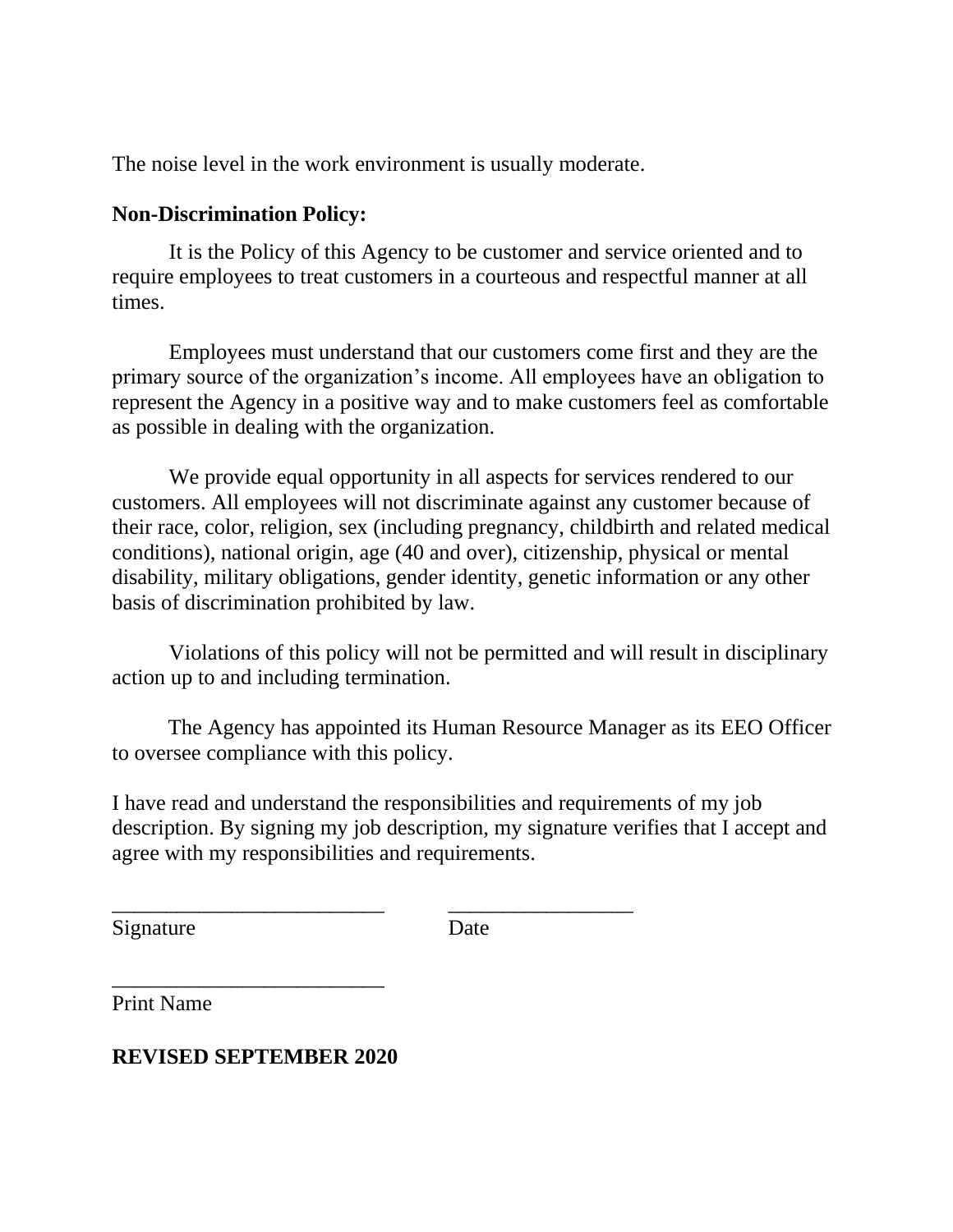The noise level in the work environment is usually moderate.

**Non-Discrimination Policy:**

It is the Policy of this Agency to be customer and service oriented and to require employees to treat customers in a courteous and respectful manner at all times.

Employees must understand that our customers come first and they are the primary source of the organization's income. All employees have an obligation to represent the Agency in a positive way and to make customers feel as comfortable as possible in dealing with the organization.

We provide equal opportunity in all aspects for services rendered to our customers. All employees will not discriminate against any customer because of their race, color, religion, sex (including pregnancy, childbirth and related medical conditions), national origin, age (40 and over), citizenship, physical or mental disability, military obligations, gender identity, genetic information or any other basis of discrimination prohibited by law.

Violations of this policy will not be permitted and will result in disciplinary action up to and including termination.

The Agency has appointed its Human Resource Manager as its EEO Officer to oversee compliance with this policy.

I have read and understand the responsibilities and requirements of my job description. By signing my job description, my signature verifies that I accept and agree with my responsibilities and requirements.

_________________________ _________________

Signature Date

_________________________

Print Name

**REVISED SEPTEMBER 2020**